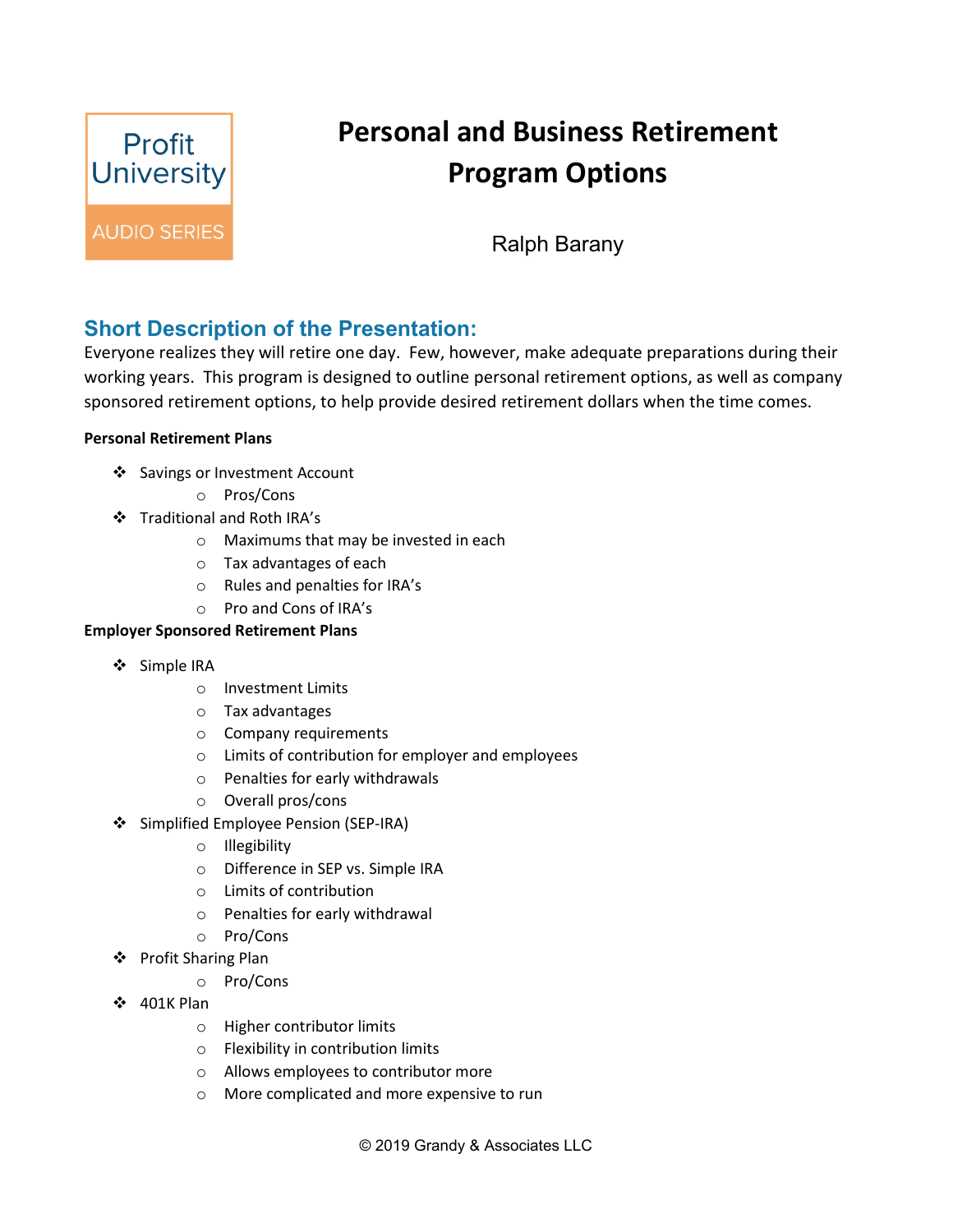Profit University AUDIO SERIES

# Personal and Business Retirement Program Options

Ralph Barany

## Short Description of the Presentation:

Everyone realizes they will retire one day. Few, however, make adequate preparations during their working years. This program is designed to outline personal retirement options, as well as company sponsored retirement options, to help provide desired retirement dollars when the time comes.

**Personal Retirement Plans**

- Savings or Investment Account
  - Pros/Cons
- Traditional and Roth IRA's
  - Maximums that may be invested in each
  - Tax advantages of each
  - Rules and penalties for IRA's
  - Pro and Cons of IRA's

**Employer Sponsored Retirement Plans**

- Simple IRA
  - Investment Limits
  - Tax advantages
  - Company requirements
  - Limits of contribution for employer and employees
  - Penalties for early withdrawals
  - Overall pros/cons
- Simplified Employee Pension (SEP-IRA)
  - Illegibility
  - Difference in SEP vs. Simple IRA
  - Limits of contribution
  - Penalties for early withdrawal
  - Pro/Cons
- Profit Sharing Plan
  - Pro/Cons
- 401K Plan
  - Higher contributor limits
  - Flexibility in contribution limits
  - Allows employees to contributor more
  - More complicated and more expensive to run

© 2019 Grandy & Associates LLC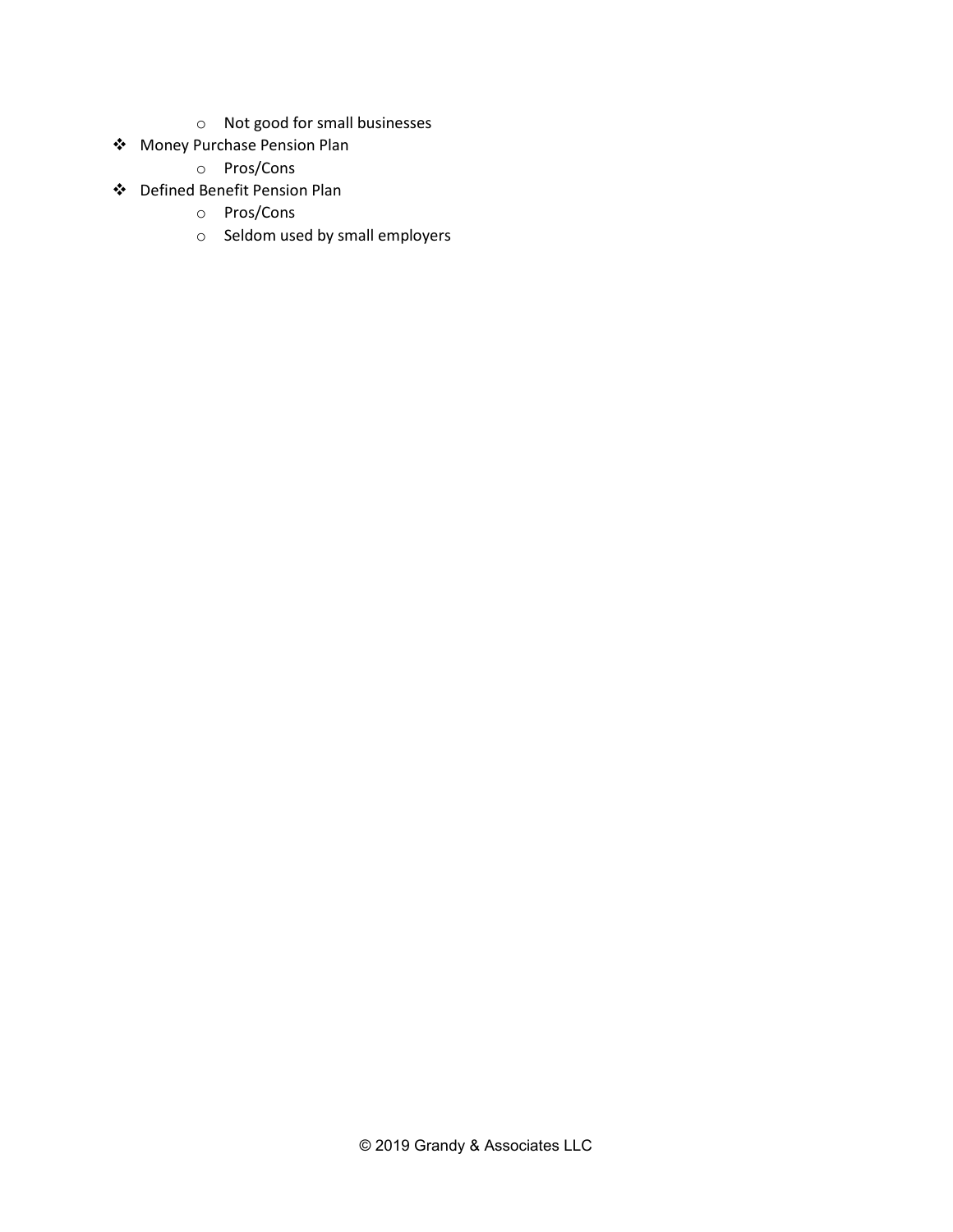- Not good for small businesses
- Money Purchase Pension Plan
    - Pros/Cons
- Defined Benefit Pension Plan
    - Pros/Cons
    - Seldom used by small employers

© 2019 Grandy & Associates LLC